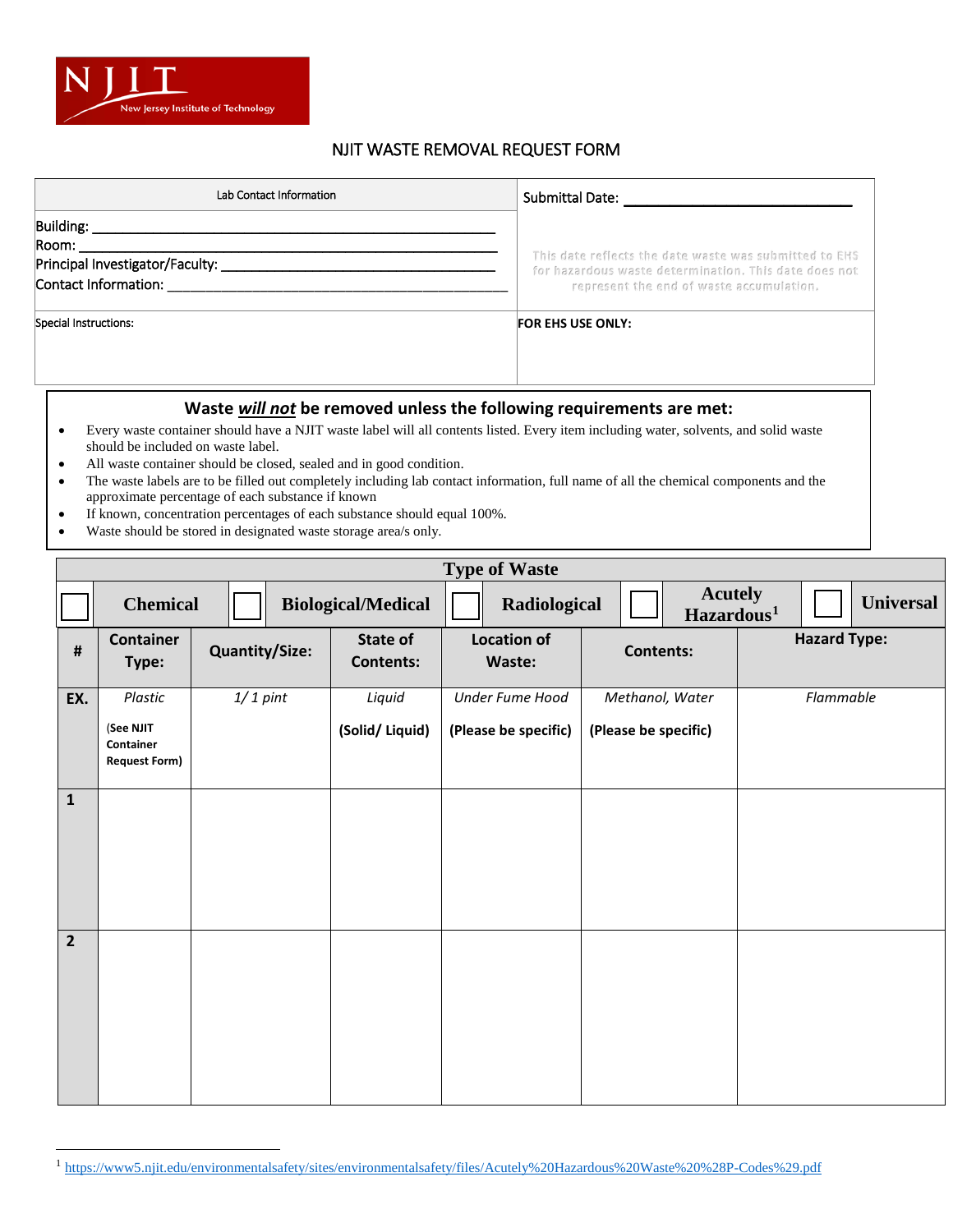NJIT New Jersey Institute of Technology

# NJIT WASTE REMOVAL REQUEST FORM

| Lab Contact Information | Submittal Date: ______________________________ |
|---|---|
| Building: ______________________________<br>Room: ______________________________<br>Principal Investigator/Faculty: ______________________________<br>Contact Information: ______________________________ | This date reflects the date waste was submitted to EHS for hazardous waste determination. This date does not represent the end of waste accumulation. |
| Special Instructions: | **FOR EHS USE ONLY:** |

## Waste ***will not*** be removed unless the following requirements are met:

- Every waste container should have a NJIT waste label will all contents listed. Every item including water, solvents, and solid waste should be included on waste label.
- All waste container should be closed, sealed and in good condition.
- The waste labels are to be filled out completely including lab contact information, full name of all the chemical components and the approximate percentage of each substance if known
- If known, concentration percentages of each substance should equal 100%.
- Waste should be stored in designated waste storage area/s only.

**Type of Waste**

☐ **Chemical** ☐ **Biological/Medical** ☐ **Radiological** ☐ **Acutely Hazardous**[1] ☐ **Universal**

| # | Container Type: | Quantity/Size: | State of Contents: | Location of Waste: | Contents: | Hazard Type: |
|---|---|---|---|---|---|---|
| **EX.** | *Plastic*<br>**(See NJIT Container Request Form)** | *1/ 1 pint* | *Liquid*<br>**(Solid/ Liquid)** | *Under Fume Hood*<br>**(Please be specific)** | *Methanol, Water*<br>**(Please be specific)** | *Flammable* |
| **1** | | | | | | |
| **2** | | | | | | |

[1] https://www5.njit.edu/environmentalsafety/sites/environmentalsafety/files/Acutely%20Hazardous%20Waste%20%28P-Codes%29.pdf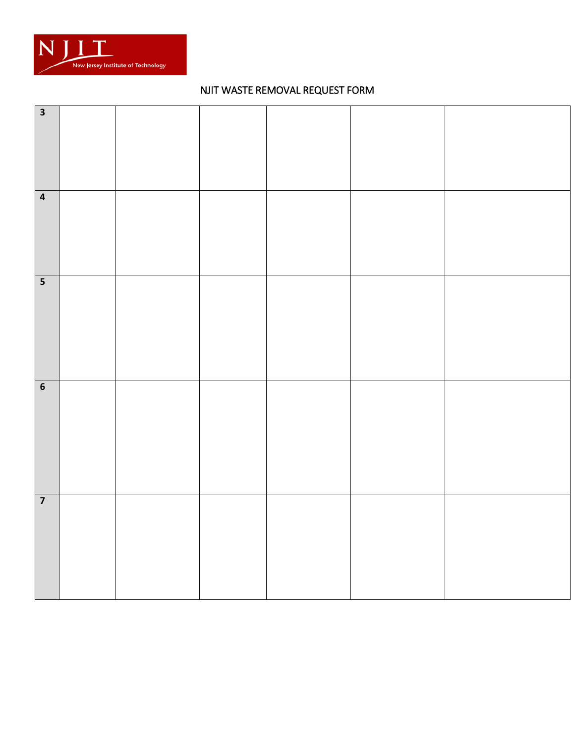NJIT New Jersey Institute of Technology

NJIT WASTE REMOVAL REQUEST FORM

| | | | | | | |
|---|---|---|---|---|---|---|
| **3** | | | | | | |
| **4** | | | | | | |
| **5** | | | | | | |
| **6** | | | | | | |
| **7** | | | | | | |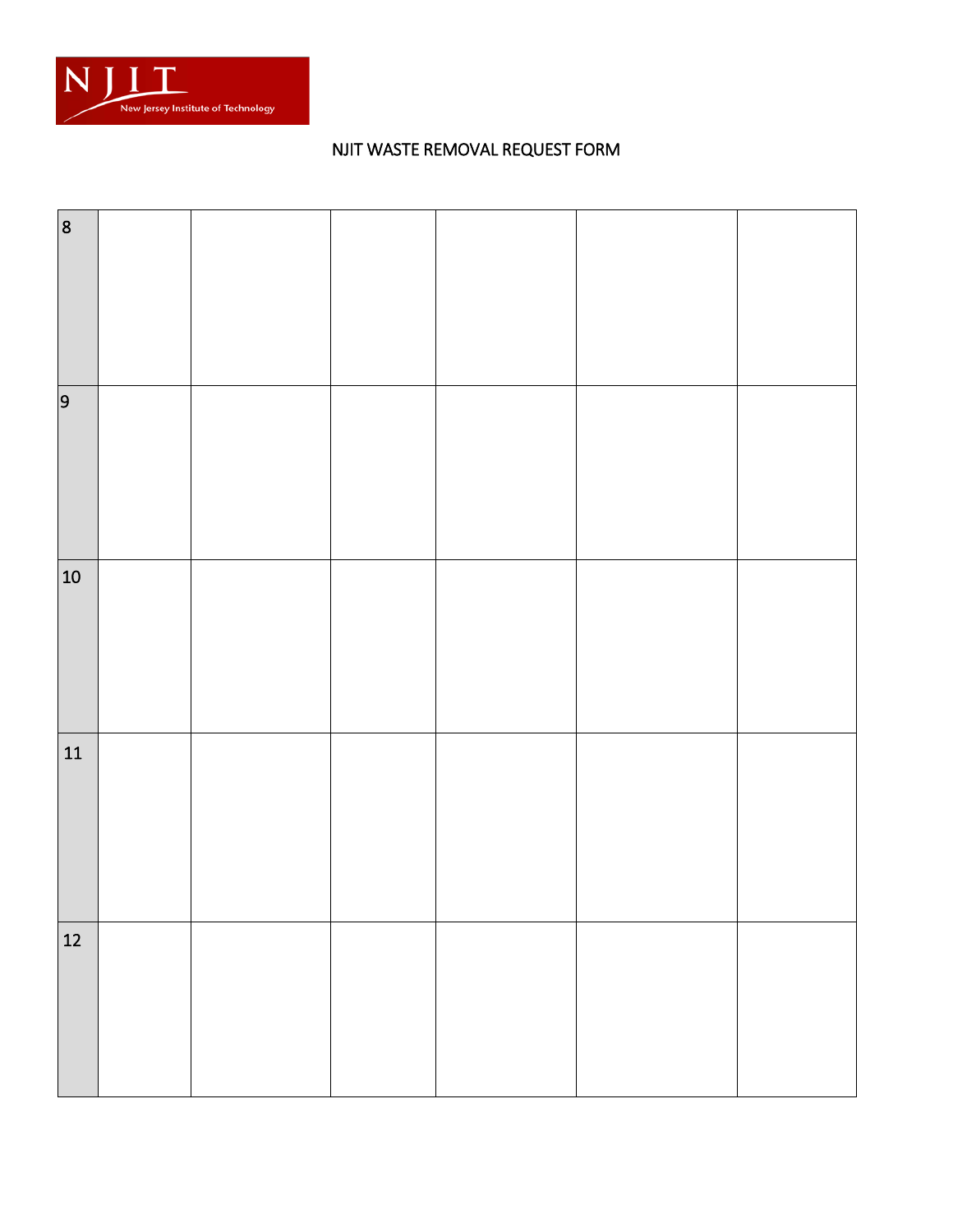NJIT New Jersey Institute of Technology

# NJIT WASTE REMOVAL REQUEST FORM

| | | | | | | |
|---|---|---|---|---|---|---|
| 8 | | | | | | |
| 9 | | | | | | |
| 10 | | | | | | |
| 11 | | | | | | |
| 12 | | | | | | |